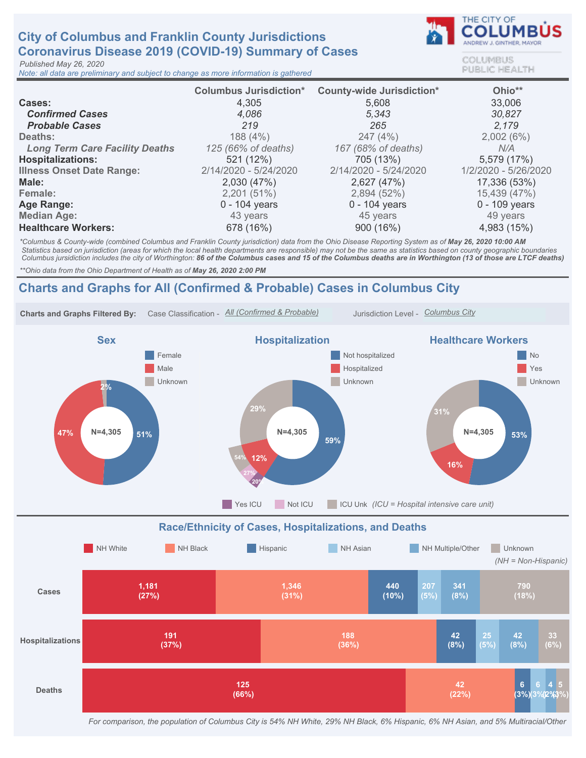# City of Columbus and Franklin County Jurisdictions
# Coronavirus Disease 2019 (COVID-19) Summary of Cases

*Published May 26, 2020*

*Note: all data are preliminary and subject to change as more information is gathered*

THE CITY OF COLUMBUS
ANDREW J. GINTHER, MAYOR
COLUMBUS PUBLIC HEALTH

| | Columbus Jurisdiction* | County-wide Jurisdiction* | Ohio** |
|---|---|---|---|
| **Cases:** | 4,305 | 5,608 | 33,006 |
| ***Confirmed Cases*** | *4,086* | *5,343* | *30,827* |
| ***Probable Cases*** | *219* | *265* | *2,179* |
| Deaths: | 188 (4%) | 247 (4%) | 2,002 (6%) |
| *Long Term Care Facility Deaths* | *125 (66% of deaths)* | *167 (68% of deaths)* | *N/A* |
| **Hospitalizations:** | 521 (12%) | 705 (13%) | 5,579 (17%) |
| Illness Onset Date Range: | 2/14/2020 - 5/24/2020 | 2/14/2020 - 5/24/2020 | 1/2/2020 - 5/26/2020 |
| **Male:** | 2,030 (47%) | 2,627 (47%) | 17,336 (53%) |
| Female: | 2,201 (51%) | 2,894 (52%) | 15,439 (47%) |
| **Age Range:** | 0 - 104 years | 0 - 104 years | 0 - 109 years |
| Median Age: | 43 years | 45 years | 49 years |
| **Healthcare Workers:** | 678 (16%) | 900 (16%) | 4,983 (15%) |

*\*Columbus & County-wide (combined Columbus and Franklin County jurisdiction) data from the Ohio Disease Reporting System as of **May 26, 2020 10:00 AM***
*Statistics based on jurisdiction (areas for which the local health departments are responsible) may not be the same as statistics based on county geographic boundaries*
*Columbus jurisdiction includes the city of Worthington: **86 of the Columbus cases and 15 of the Columbus deaths are in Worthington (13 of those are LTCF deaths)***

*\*\*Ohio data from the Ohio Department of Health as of **May 26, 2020 2:00 PM***

## Charts and Graphs for All (Confirmed & Probable) Cases in Columbus City

**Charts and Graphs Filtered By:** Case Classification - All (Confirmed & Probable) Jurisdiction Level - Columbus City

### Sex

N=4,305

| Category | Percent |
|---|---|
| Female | 51% |
| Male | 47% |
| Unknown | 2% |

### Hospitalization

N=4,305

| Category | Percent |
|---|---|
| Not hospitalized | 59% |
| Hospitalized | 12% |
| Unknown | 29% |

Of hospitalized: Yes ICU 20%, Not ICU 27%, ICU Unk 54% *(ICU = Hospital intensive care unit)*

### Healthcare Workers

N=4,305

| Category | Percent |
|---|---|
| No | 53% |
| Yes | 16% |
| Unknown | 31% |

## Race/Ethnicity of Cases, Hospitalizations, and Deaths

*(NH = Non-Hispanic)*

| | NH White | NH Black | Hispanic | NH Asian | NH Multiple/Other | Unknown |
|---|---|---|---|---|---|---|
| Cases | 1,181 (27%) | 1,346 (31%) | 440 (10%) | 207 (5%) | 341 (8%) | 790 (18%) |
| Hospitalizations | 191 (37%) | 188 (36%) | 42 (8%) | 25 (5%) | 42 (8%) | 33 (6%) |
| Deaths | 125 (66%) | 42 (22%) | 6 (3%) | 6 (3%) | 4 (2%) | 5 (3%) |

*For comparison, the population of Columbus City is 54% NH White, 29% NH Black, 6% Hispanic, 6% NH Asian, and 5% Multiracial/Other*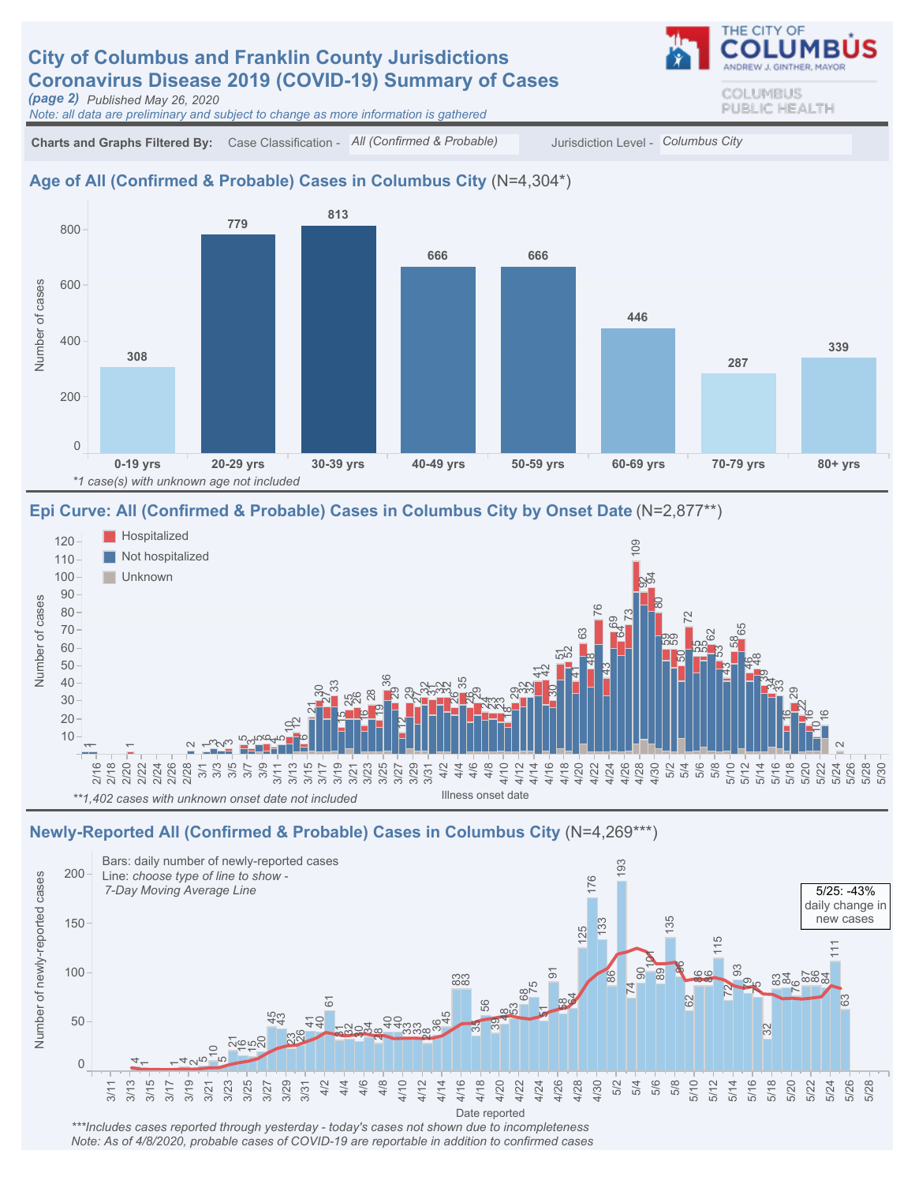# City of Columbus and Franklin County Jurisdictions
# Coronavirus Disease 2019 (COVID-19) Summary of Cases

*(page 2)* *Published May 26, 2020*

*Note: all data are preliminary and subject to change as more information is gathered*

THE CITY OF COLUMBUS — ANDREW J. GINTHER, MAYOR

COLUMBUS PUBLIC HEALTH

**Charts and Graphs Filtered By:** Case Classification - *All (Confirmed & Probable)* Jurisdiction Level - *Columbus City*

## Age of All (Confirmed & Probable) Cases in Columbus City (N=4,304*)

| Age group | Number of cases |
|---|---|
| 0-19 yrs | 308 |
| 20-29 yrs | 779 |
| 30-39 yrs | 813 |
| 40-49 yrs | 666 |
| 50-59 yrs | 666 |
| 60-69 yrs | 446 |
| 70-79 yrs | 287 |
| 80+ yrs | 339 |

*\*1 case(s) with unknown age not included*

## Epi Curve: All (Confirmed & Probable) Cases in Columbus City by Onset Date (N=2,877**)

Legend: Hospitalized; Not hospitalized; Unknown

Y-axis: Number of cases. X-axis: Illness onset date (2/16 – 5/30)

*\*\*1,402 cases with unknown onset date not included*

## Newly-Reported All (Confirmed & Probable) Cases in Columbus City (N=4,269***)

Bars: daily number of newly-reported cases

Line: *choose type of line to show -*
*7-Day Moving Average Line*

5/25: -43% daily change in new cases

Y-axis: Number of newly-reported cases. X-axis: Date reported (3/11 – 5/28)

*\*\*\*Includes cases reported through yesterday - today's cases not shown due to incompleteness*

*Note: As of 4/8/2020, probable cases of COVID-19 are reportable in addition to confirmed cases*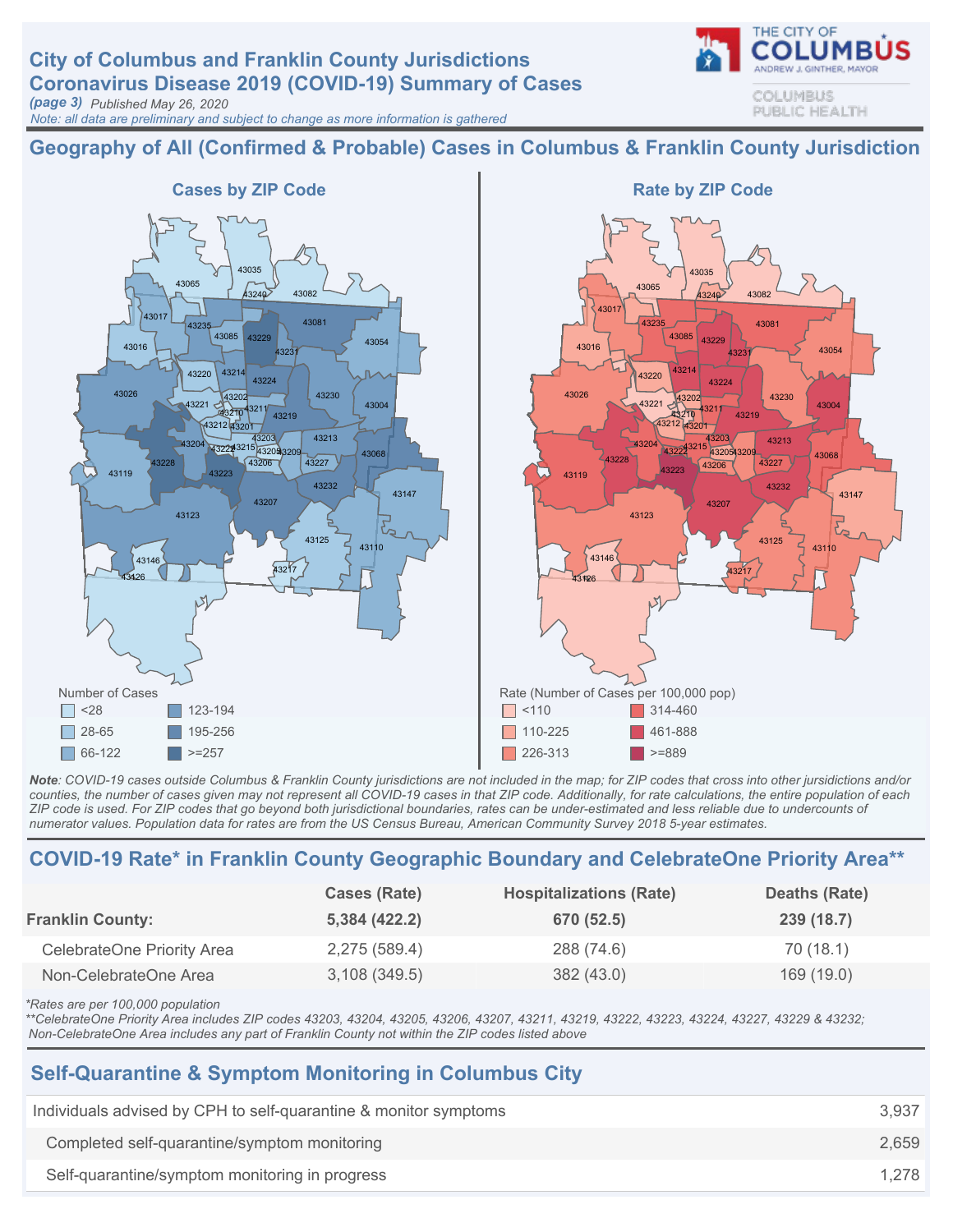# City of Columbus and Franklin County Jurisdictions
# Coronavirus Disease 2019 (COVID-19) Summary of Cases

***(page 3)*** *Published May 26, 2020*

*Note: all data are preliminary and subject to change as more information is gathered*

THE CITY OF COLUMBUS
ANDREW J. GINTHER, MAYOR

COLUMBUS PUBLIC HEALTH

## Geography of All (Confirmed & Probable) Cases in Columbus & Franklin County Jurisdiction

### Cases by ZIP Code

Number of Cases
<28
28-65
66-122
123-194
195-256
>=257

### Rate by ZIP Code

Rate (Number of Cases per 100,000 pop)
<110
110-225
226-313
314-460
461-888
>=889

***Note**: COVID-19 cases outside Columbus & Franklin County jurisdictions are not included in the map; for ZIP codes that cross into other jursidictions and/or counties, the number of cases given may not represent all COVID-19 cases in that ZIP code. Additionally, for rate calculations, the entire population of each ZIP code is used. For ZIP codes that go beyond both jurisdictional boundaries, rates can be under-estimated and less reliable due to undercounts of numerator values. Population data for rates are from the US Census Bureau, American Community Survey 2018 5-year estimates.*

## COVID-19 Rate* in Franklin County Geographic Boundary and CelebrateOne Priority Area**

| | Cases (Rate) | Hospitalizations (Rate) | Deaths (Rate) |
|---|---|---|---|
| **Franklin County:** | **5,384 (422.2)** | **670 (52.5)** | **239 (18.7)** |
| CelebrateOne Priority Area | 2,275 (589.4) | 288 (74.6) | 70 (18.1) |
| Non-CelebrateOne Area | 3,108 (349.5) | 382 (43.0) | 169 (19.0) |

*\*Rates are per 100,000 population*

*\*\*CelebrateOne Priority Area includes ZIP codes 43203, 43204, 43205, 43206, 43207, 43211, 43219, 43222, 43223, 43224, 43227, 43229 & 43232; Non-CelebrateOne Area includes any part of Franklin County not within the ZIP codes listed above*

## Self-Quarantine & Symptom Monitoring in Columbus City

| | |
|---|---|
| Individuals advised by CPH to self-quarantine & monitor symptoms | 3,937 |
| Completed self-quarantine/symptom monitoring | 2,659 |
| Self-quarantine/symptom monitoring in progress | 1,278 |